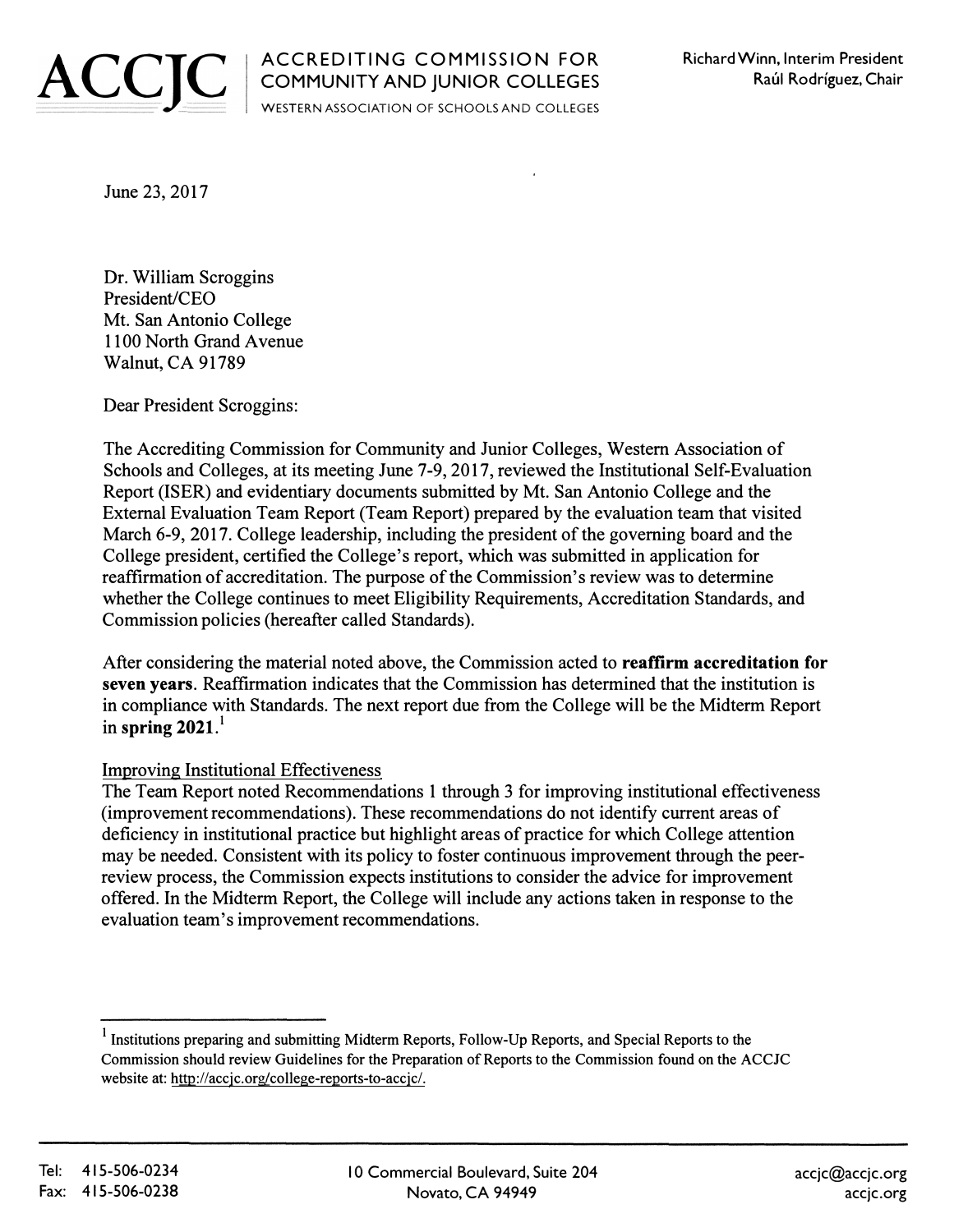**ACCJC** | ACCREDITING COMMISSION FOR COMMUNITY AND JUNIOR COLLEGES
WESTERN ASSOCIATION OF SCHOOLS AND COLLEGES

Richard Winn, Interim President
Raúl Rodríguez, Chair

June 23, 2017

Dr. William Scroggins
President/CEO
Mt. San Antonio College
1100 North Grand Avenue
Walnut, CA 91789

Dear President Scroggins:

The Accrediting Commission for Community and Junior Colleges, Western Association of Schools and Colleges, at its meeting June 7-9, 2017, reviewed the Institutional Self-Evaluation Report (ISER) and evidentiary documents submitted by Mt. San Antonio College and the External Evaluation Team Report (Team Report) prepared by the evaluation team that visited March 6-9, 2017. College leadership, including the president of the governing board and the College president, certified the College's report, which was submitted in application for reaffirmation of accreditation. The purpose of the Commission's review was to determine whether the College continues to meet Eligibility Requirements, Accreditation Standards, and Commission policies (hereafter called Standards).

After considering the material noted above, the Commission acted to **reaffirm accreditation for seven years**. Reaffirmation indicates that the Commission has determined that the institution is in compliance with Standards. The next report due from the College will be the Midterm Report in **spring 2021**.[1]

Improving Institutional Effectiveness

The Team Report noted Recommendations 1 through 3 for improving institutional effectiveness (improvement recommendations). These recommendations do not identify current areas of deficiency in institutional practice but highlight areas of practice for which College attention may be needed. Consistent with its policy to foster continuous improvement through the peer-review process, the Commission expects institutions to consider the advice for improvement offered. In the Midterm Report, the College will include any actions taken in response to the evaluation team's improvement recommendations.

---

[1] Institutions preparing and submitting Midterm Reports, Follow-Up Reports, and Special Reports to the Commission should review Guidelines for the Preparation of Reports to the Commission found on the ACCJC website at: http://accjc.org/college-reports-to-accjc/.

Tel: 415-506-0234
Fax: 415-506-0238

10 Commercial Boulevard, Suite 204
Novato, CA 94949

accjc@accjc.org
accjc.org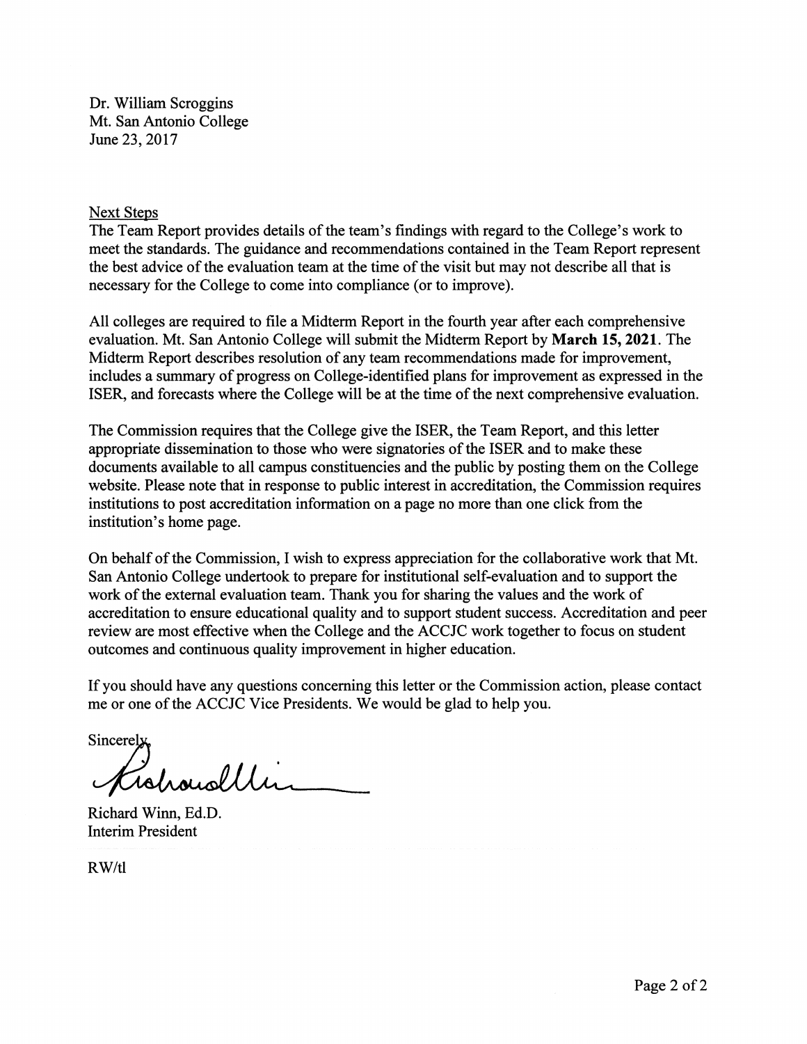Dr. William Scroggins
Mt. San Antonio College
June 23, 2017

Next Steps

The Team Report provides details of the team's findings with regard to the College's work to meet the standards. The guidance and recommendations contained in the Team Report represent the best advice of the evaluation team at the time of the visit but may not describe all that is necessary for the College to come into compliance (or to improve).

All colleges are required to file a Midterm Report in the fourth year after each comprehensive evaluation. Mt. San Antonio College will submit the Midterm Report by **March 15, 2021**. The Midterm Report describes resolution of any team recommendations made for improvement, includes a summary of progress on College-identified plans for improvement as expressed in the ISER, and forecasts where the College will be at the time of the next comprehensive evaluation.

The Commission requires that the College give the ISER, the Team Report, and this letter appropriate dissemination to those who were signatories of the ISER and to make these documents available to all campus constituencies and the public by posting them on the College website. Please note that in response to public interest in accreditation, the Commission requires institutions to post accreditation information on a page no more than one click from the institution's home page.

On behalf of the Commission, I wish to express appreciation for the collaborative work that Mt. San Antonio College undertook to prepare for institutional self-evaluation and to support the work of the external evaluation team. Thank you for sharing the values and the work of accreditation to ensure educational quality and to support student success. Accreditation and peer review are most effective when the College and the ACCJC work together to focus on student outcomes and continuous quality improvement in higher education.

If you should have any questions concerning this letter or the Commission action, please contact me or one of the ACCJC Vice Presidents. We would be glad to help you.

Sincerely,

Richard Winn, Ed.D.
Interim President

RW/tl